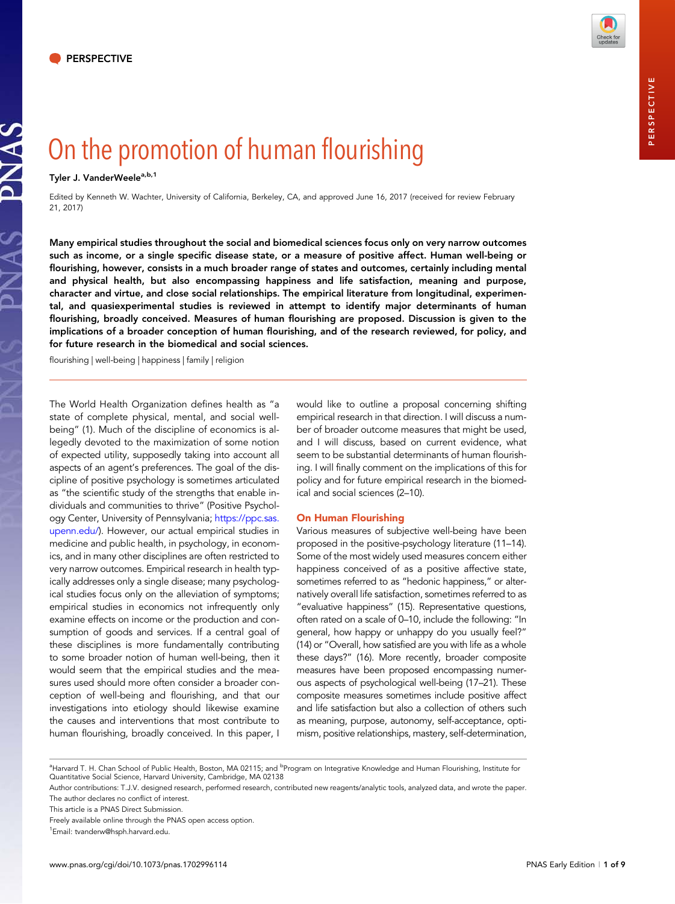PERSPECTIVE

# On the promotion of human flourishing

Tyler J. VanderWeele[a,b,1]

Edited by Kenneth W. Wachter, University of California, Berkeley, CA, and approved June 16, 2017 (received for review February 21, 2017)

**Many empirical studies throughout the social and biomedical sciences focus only on very narrow outcomes such as income, or a single specific disease state, or a measure of positive affect. Human well-being or flourishing, however, consists in a much broader range of states and outcomes, certainly including mental and physical health, but also encompassing happiness and life satisfaction, meaning and purpose, character and virtue, and close social relationships. The empirical literature from longitudinal, experimental, and quasiexperimental studies is reviewed in attempt to identify major determinants of human flourishing, broadly conceived. Measures of human flourishing are proposed. Discussion is given to the implications of a broader conception of human flourishing, and of the research reviewed, for policy, and for future research in the biomedical and social sciences.**

flourishing | well-being | happiness | family | religion

The World Health Organization defines health as "a state of complete physical, mental, and social well-being" (1). Much of the discipline of economics is allegedly devoted to the maximization of some notion of expected utility, supposedly taking into account all aspects of an agent's preferences. The goal of the discipline of positive psychology is sometimes articulated as "the scientific study of the strengths that enable individuals and communities to thrive" (Positive Psychology Center, University of Pennsylvania; https://ppc.sas.upenn.edu/). However, our actual empirical studies in medicine and public health, in psychology, in economics, and in many other disciplines are often restricted to very narrow outcomes. Empirical research in health typically addresses only a single disease; many psychological studies focus only on the alleviation of symptoms; empirical studies in economics not infrequently only examine effects on income or the production and consumption of goods and services. If a central goal of these disciplines is more fundamentally contributing to some broader notion of human well-being, then it would seem that the empirical studies and the measures used should more often consider a broader conception of well-being and flourishing, and that our investigations into etiology should likewise examine the causes and interventions that most contribute to human flourishing, broadly conceived. In this paper, I would like to outline a proposal concerning shifting empirical research in that direction. I will discuss a number of broader outcome measures that might be used, and I will discuss, based on current evidence, what seem to be substantial determinants of human flourishing. I will finally comment on the implications of this for policy and for future empirical research in the biomedical and social sciences (2–10).

## On Human Flourishing

Various measures of subjective well-being have been proposed in the positive-psychology literature (11–14). Some of the most widely used measures concern either happiness conceived of as a positive affective state, sometimes referred to as "hedonic happiness," or alternatively overall life satisfaction, sometimes referred to as "evaluative happiness" (15). Representative questions, often rated on a scale of 0–10, include the following: "In general, how happy or unhappy do you usually feel?" (14) or "Overall, how satisfied are you with life as a whole these days?" (16). More recently, broader composite measures have been proposed encompassing numerous aspects of psychological well-being (17–21). These composite measures sometimes include positive affect and life satisfaction but also a collection of others such as meaning, purpose, autonomy, self-acceptance, optimism, positive relationships, mastery, self-determination,

[a]Harvard T. H. Chan School of Public Health, Boston, MA 02115; and [b]Program on Integrative Knowledge and Human Flourishing, Institute for Quantitative Social Science, Harvard University, Cambridge, MA 02138

Author contributions: T.J.V. designed research, performed research, contributed new reagents/analytic tools, analyzed data, and wrote the paper.

The author declares no conflict of interest.

This article is a PNAS Direct Submission.

Freely available online through the PNAS open access option.

[1]Email: tvanderw@hsph.harvard.edu.

www.pnas.org/cgi/doi/10.1073/pnas.1702996114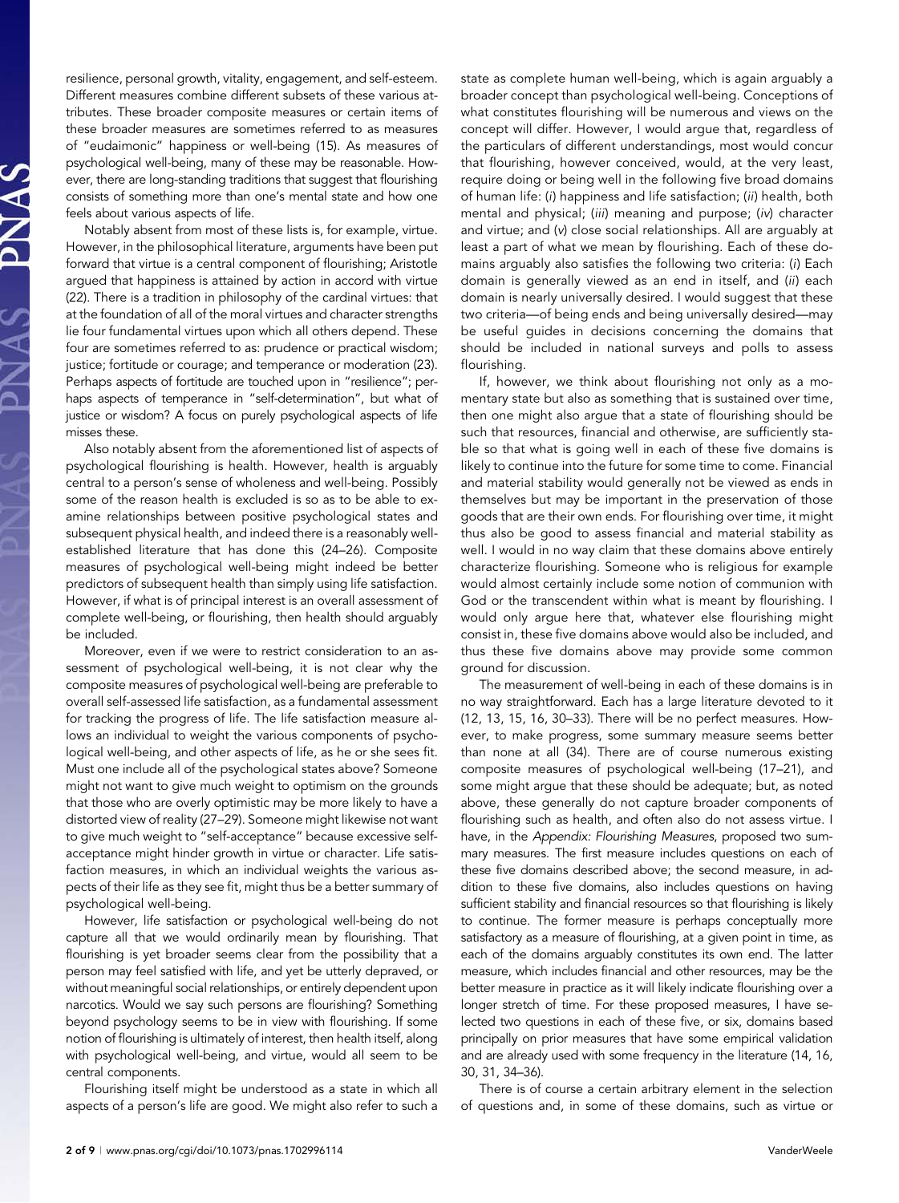resilience, personal growth, vitality, engagement, and self-esteem. Different measures combine different subsets of these various attributes. These broader composite measures or certain items of these broader measures are sometimes referred to as measures of "eudaimonic" happiness or well-being (15). As measures of psychological well-being, many of these may be reasonable. However, there are long-standing traditions that suggest that flourishing consists of something more than one's mental state and how one feels about various aspects of life.

Notably absent from most of these lists is, for example, virtue. However, in the philosophical literature, arguments have been put forward that virtue is a central component of flourishing; Aristotle argued that happiness is attained by action in accord with virtue (22). There is a tradition in philosophy of the cardinal virtues: that at the foundation of all of the moral virtues and character strengths lie four fundamental virtues upon which all others depend. These four are sometimes referred to as: prudence or practical wisdom; justice; fortitude or courage; and temperance or moderation (23). Perhaps aspects of fortitude are touched upon in "resilience"; perhaps aspects of temperance in "self-determination", but what of justice or wisdom? A focus on purely psychological aspects of life misses these.

Also notably absent from the aforementioned list of aspects of psychological flourishing is health. However, health is arguably central to a person's sense of wholeness and well-being. Possibly some of the reason health is excluded is so as to be able to examine relationships between positive psychological states and subsequent physical health, and indeed there is a reasonably well-established literature that has done this (24–26). Composite measures of psychological well-being might indeed be better predictors of subsequent health than simply using life satisfaction. However, if what is of principal interest is an overall assessment of complete well-being, or flourishing, then health should arguably be included.

Moreover, even if we were to restrict consideration to an assessment of psychological well-being, it is not clear why the composite measures of psychological well-being are preferable to overall self-assessed life satisfaction, as a fundamental assessment for tracking the progress of life. The life satisfaction measure allows an individual to weight the various components of psychological well-being, and other aspects of life, as he or she sees fit. Must one include all of the psychological states above? Someone might not want to give much weight to optimism on the grounds that those who are overly optimistic may be more likely to have a distorted view of reality (27–29). Someone might likewise not want to give much weight to "self-acceptance" because excessive self-acceptance might hinder growth in virtue or character. Life satisfaction measures, in which an individual weights the various aspects of their life as they see fit, might thus be a better summary of psychological well-being.

However, life satisfaction or psychological well-being do not capture all that we would ordinarily mean by flourishing. That flourishing is yet broader seems clear from the possibility that a person may feel satisfied with life, and yet be utterly depraved, or without meaningful social relationships, or entirely dependent upon narcotics. Would we say such persons are flourishing? Something beyond psychology seems to be in view with flourishing. If some notion of flourishing is ultimately of interest, then health itself, along with psychological well-being, and virtue, would all seem to be central components.

Flourishing itself might be understood as a state in which all aspects of a person's life are good. We might also refer to such a state as complete human well-being, which is again arguably a broader concept than psychological well-being. Conceptions of what constitutes flourishing will be numerous and views on the concept will differ. However, I would argue that, regardless of the particulars of different understandings, most would concur that flourishing, however conceived, would, at the very least, require doing or being well in the following five broad domains of human life: (*i*) happiness and life satisfaction; (*ii*) health, both mental and physical; (*iii*) meaning and purpose; (*iv*) character and virtue; and (*v*) close social relationships. All are arguably at least a part of what we mean by flourishing. Each of these domains arguably also satisfies the following two criteria: (*i*) Each domain is generally viewed as an end in itself, and (*ii*) each domain is nearly universally desired. I would suggest that these two criteria—of being ends and being universally desired—may be useful guides in decisions concerning the domains that should be included in national surveys and polls to assess flourishing.

If, however, we think about flourishing not only as a momentary state but also as something that is sustained over time, then one might also argue that a state of flourishing should be such that resources, financial and otherwise, are sufficiently stable so that what is going well in each of these five domains is likely to continue into the future for some time to come. Financial and material stability would generally not be viewed as ends in themselves but may be important in the preservation of those goods that are their own ends. For flourishing over time, it might thus also be good to assess financial and material stability as well. I would in no way claim that these domains above entirely characterize flourishing. Someone who is religious for example would almost certainly include some notion of communion with God or the transcendent within what is meant by flourishing. I would only argue here that, whatever else flourishing might consist in, these five domains above would also be included, and thus these five domains above may provide some common ground for discussion.

The measurement of well-being in each of these domains is in no way straightforward. Each has a large literature devoted to it (12, 13, 15, 16, 30–33). There will be no perfect measures. However, to make progress, some summary measure seems better than none at all (34). There are of course numerous existing composite measures of psychological well-being (17–21), and some might argue that these should be adequate; but, as noted above, these generally do not capture broader components of flourishing such as health, and often also do not assess virtue. I have, in the *Appendix: Flourishing Measures*, proposed two summary measures. The first measure includes questions on each of these five domains described above; the second measure, in addition to these five domains, also includes questions on having sufficient stability and financial resources so that flourishing is likely to continue. The former measure is perhaps conceptually more satisfactory as a measure of flourishing, at a given point in time, as each of the domains arguably constitutes its own end. The latter measure, which includes financial and other resources, may be the better measure in practice as it will likely indicate flourishing over a longer stretch of time. For these proposed measures, I have selected two questions in each of these five, or six, domains based principally on prior measures that have some empirical validation and are already used with some frequency in the literature (14, 16, 30, 31, 34–36).

There is of course a certain arbitrary element in the selection of questions and, in some of these domains, such as virtue or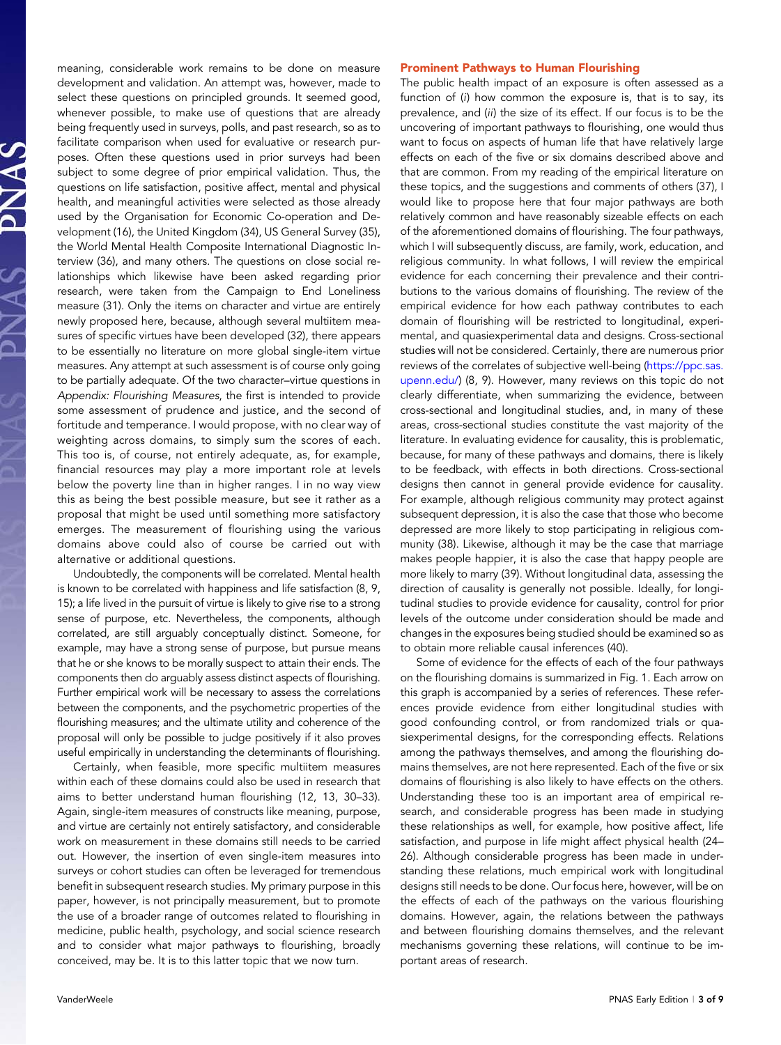meaning, considerable work remains to be done on measure development and validation. An attempt was, however, made to select these questions on principled grounds. It seemed good, whenever possible, to make use of questions that are already being frequently used in surveys, polls, and past research, so as to facilitate comparison when used for evaluative or research purposes. Often these questions used in prior surveys had been subject to some degree of prior empirical validation. Thus, the questions on life satisfaction, positive affect, mental and physical health, and meaningful activities were selected as those already used by the Organisation for Economic Co-operation and Development (16), the United Kingdom (34), US General Survey (35), the World Mental Health Composite International Diagnostic Interview (36), and many others. The questions on close social relationships which likewise have been asked regarding prior research, were taken from the Campaign to End Loneliness measure (31). Only the items on character and virtue are entirely newly proposed here, because, although several multiitem measures of specific virtues have been developed (32), there appears to be essentially no literature on more global single-item virtue measures. Any attempt at such assessment is of course only going to be partially adequate. Of the two character–virtue questions in *Appendix: Flourishing Measures*, the first is intended to provide some assessment of prudence and justice, and the second of fortitude and temperance. I would propose, with no clear way of weighting across domains, to simply sum the scores of each. This too is, of course, not entirely adequate, as, for example, financial resources may play a more important role at levels below the poverty line than in higher ranges. I in no way view this as being the best possible measure, but see it rather as a proposal that might be used until something more satisfactory emerges. The measurement of flourishing using the various domains above could also of course be carried out with alternative or additional questions.

Undoubtedly, the components will be correlated. Mental health is known to be correlated with happiness and life satisfaction (8, 9, 15); a life lived in the pursuit of virtue is likely to give rise to a strong sense of purpose, etc. Nevertheless, the components, although correlated, are still arguably conceptually distinct. Someone, for example, may have a strong sense of purpose, but pursue means that he or she knows to be morally suspect to attain their ends. The components then do arguably assess distinct aspects of flourishing. Further empirical work will be necessary to assess the correlations between the components, and the psychometric properties of the flourishing measures; and the ultimate utility and coherence of the proposal will only be possible to judge positively if it also proves useful empirically in understanding the determinants of flourishing.

Certainly, when feasible, more specific multiitem measures within each of these domains could also be used in research that aims to better understand human flourishing (12, 13, 30–33). Again, single-item measures of constructs like meaning, purpose, and virtue are certainly not entirely satisfactory, and considerable work on measurement in these domains still needs to be carried out. However, the insertion of even single-item measures into surveys or cohort studies can often be leveraged for tremendous benefit in subsequent research studies. My primary purpose in this paper, however, is not principally measurement, but to promote the use of a broader range of outcomes related to flourishing in medicine, public health, psychology, and social science research and to consider what major pathways to flourishing, broadly conceived, may be. It is to this latter topic that we now turn.

## Prominent Pathways to Human Flourishing

The public health impact of an exposure is often assessed as a function of (*i*) how common the exposure is, that is to say, its prevalence, and (*ii*) the size of its effect. If our focus is to be the uncovering of important pathways to flourishing, one would thus want to focus on aspects of human life that have relatively large effects on each of the five or six domains described above and that are common. From my reading of the empirical literature on these topics, and the suggestions and comments of others (37), I would like to propose here that four major pathways are both relatively common and have reasonably sizeable effects on each of the aforementioned domains of flourishing. The four pathways, which I will subsequently discuss, are family, work, education, and religious community. In what follows, I will review the empirical evidence for each concerning their prevalence and their contributions to the various domains of flourishing. The review of the empirical evidence for how each pathway contributes to each domain of flourishing will be restricted to longitudinal, experimental, and quasiexperimental data and designs. Cross-sectional studies will not be considered. Certainly, there are numerous prior reviews of the correlates of subjective well-being (https://ppc.sas.upenn.edu/) (8, 9). However, many reviews on this topic do not clearly differentiate, when summarizing the evidence, between cross-sectional and longitudinal studies, and, in many of these areas, cross-sectional studies constitute the vast majority of the literature. In evaluating evidence for causality, this is problematic, because, for many of these pathways and domains, there is likely to be feedback, with effects in both directions. Cross-sectional designs then cannot in general provide evidence for causality. For example, although religious community may protect against subsequent depression, it is also the case that those who become depressed are more likely to stop participating in religious community (38). Likewise, although it may be the case that marriage makes people happier, it is also the case that happy people are more likely to marry (39). Without longitudinal data, assessing the direction of causality is generally not possible. Ideally, for longitudinal studies to provide evidence for causality, control for prior levels of the outcome under consideration should be made and changes in the exposures being studied should be examined so as to obtain more reliable causal inferences (40).

Some of evidence for the effects of each of the four pathways on the flourishing domains is summarized in Fig. 1. Each arrow on this graph is accompanied by a series of references. These references provide evidence from either longitudinal studies with good confounding control, or from randomized trials or quasiexperimental designs, for the corresponding effects. Relations among the pathways themselves, and among the flourishing domains themselves, are not here represented. Each of the five or six domains of flourishing is also likely to have effects on the others. Understanding these too is an important area of empirical research, and considerable progress has been made in studying these relationships as well, for example, how positive affect, life satisfaction, and purpose in life might affect physical health (24–26). Although considerable progress has been made in understanding these relations, much empirical work with longitudinal designs still needs to be done. Our focus here, however, will be on the effects of each of the pathways on the various flourishing domains. However, again, the relations between the pathways and between flourishing domains themselves, and the relevant mechanisms governing these relations, will continue to be important areas of research.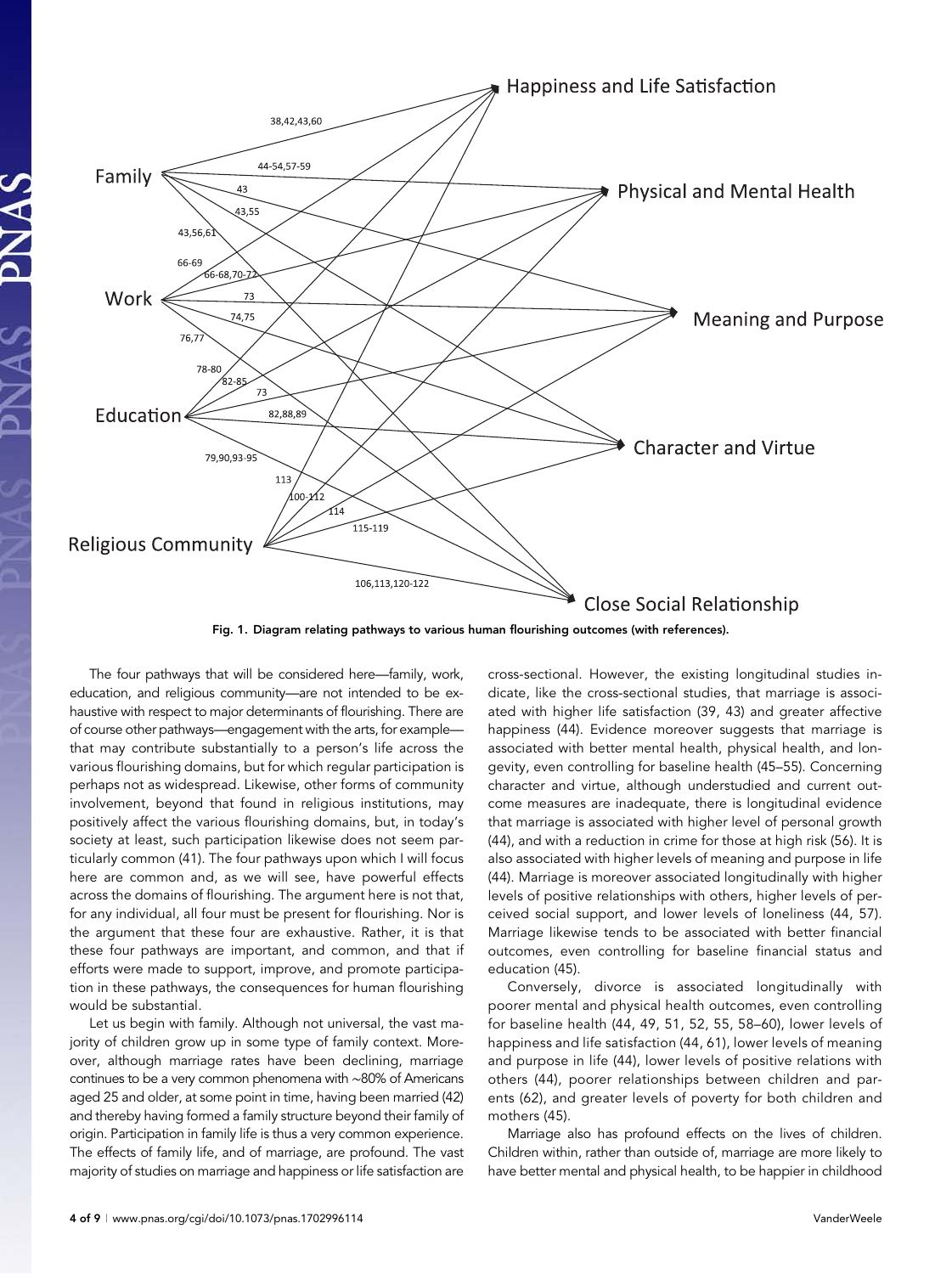Happiness and Life Satisfaction

Physical and Mental Health

Meaning and Purpose

Character and Virtue

Close Social Relationship

Family

Work

Education

Religious Community

38,42,43,60

44-54,57-59

43

43,55

43,56,61

66-69

66-68,70-72

73

74,75

76,77

78-80

82-85

73

82,88,89

79,90,93-95

113

100-112

114

115-119

106,113,120-122

**Fig. 1.** Diagram relating pathways to various human flourishing outcomes (with references).

The four pathways that will be considered here—family, work, education, and religious community—are not intended to be exhaustive with respect to major determinants of flourishing. There are of course other pathways—engagement with the arts, for example—that may contribute substantially to a person's life across the various flourishing domains, but for which regular participation is perhaps not as widespread. Likewise, other forms of community involvement, beyond that found in religious institutions, may positively affect the various flourishing domains, but, in today's society at least, such participation likewise does not seem particularly common (41). The four pathways upon which I will focus here are common and, as we will see, have powerful effects across the domains of flourishing. The argument here is not that, for any individual, all four must be present for flourishing. Nor is the argument that these four are exhaustive. Rather, it is that these four pathways are important, and common, and that if efforts were made to support, improve, and promote participation in these pathways, the consequences for human flourishing would be substantial.

Let us begin with family. Although not universal, the vast majority of children grow up in some type of family context. Moreover, although marriage rates have been declining, marriage continues to be a very common phenomena with ∼80% of Americans aged 25 and older, at some point in time, having been married (42) and thereby having formed a family structure beyond their family of origin. Participation in family life is thus a very common experience. The effects of family life, and of marriage, are profound. The vast majority of studies on marriage and happiness or life satisfaction are cross-sectional. However, the existing longitudinal studies indicate, like the cross-sectional studies, that marriage is associated with higher life satisfaction (39, 43) and greater affective happiness (44). Evidence moreover suggests that marriage is associated with better mental health, physical health, and longevity, even controlling for baseline health (45–55). Concerning character and virtue, although understudied and current outcome measures are inadequate, there is longitudinal evidence that marriage is associated with higher level of personal growth (44), and with a reduction in crime for those at high risk (56). It is also associated with higher levels of meaning and purpose in life (44). Marriage is moreover associated longitudinally with higher levels of positive relationships with others, higher levels of perceived social support, and lower levels of loneliness (44, 57). Marriage likewise tends to be associated with better financial outcomes, even controlling for baseline financial status and education (45).

Conversely, divorce is associated longitudinally with poorer mental and physical health outcomes, even controlling for baseline health (44, 49, 51, 52, 55, 58–60), lower levels of happiness and life satisfaction (44, 61), lower levels of meaning and purpose in life (44), lower levels of positive relations with others (44), poorer relationships between children and parents (62), and greater levels of poverty for both children and mothers (45).

Marriage also has profound effects on the lives of children. Children within, rather than outside of, marriage are more likely to have better mental and physical health, to be happier in childhood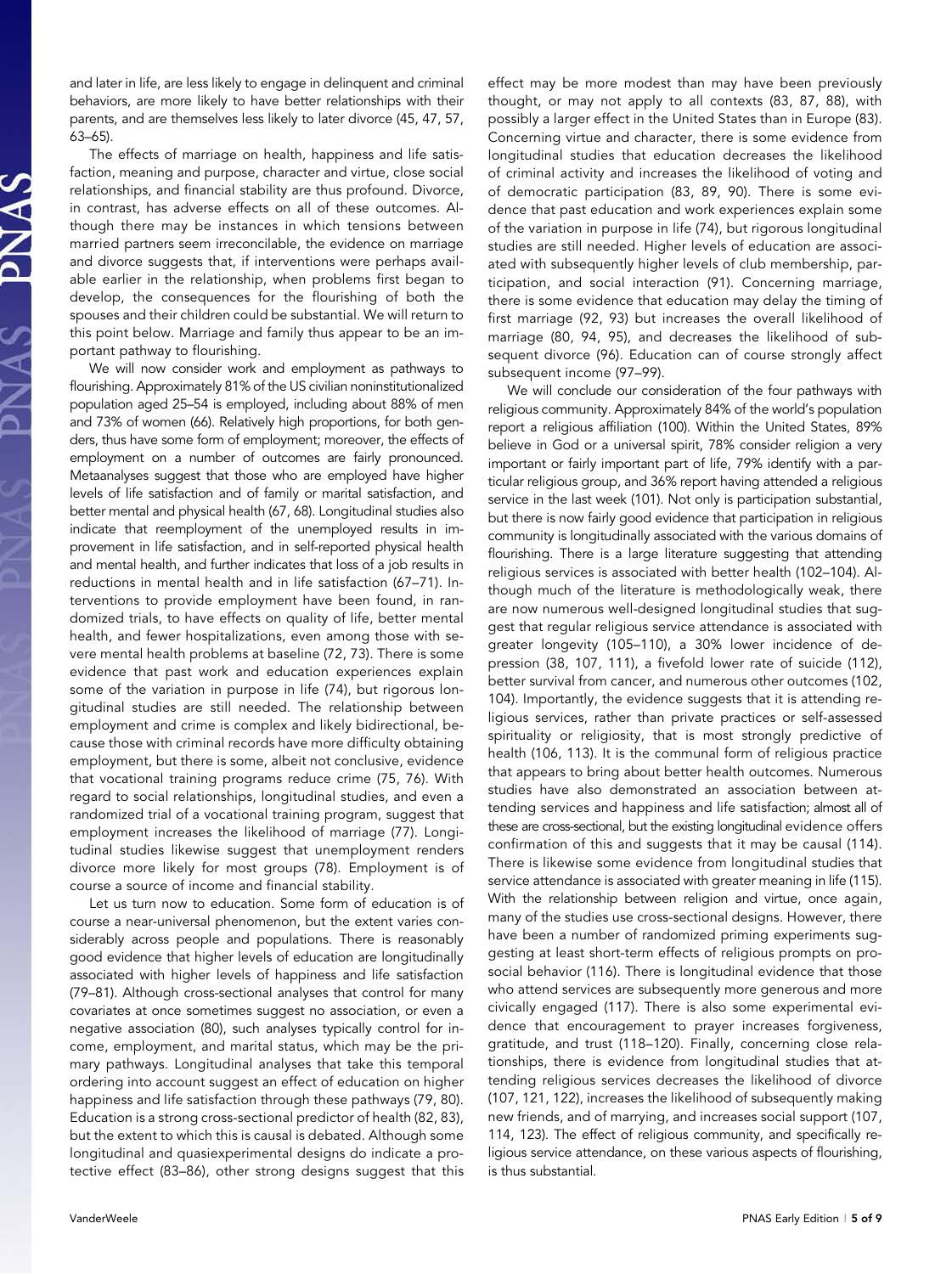and later in life, are less likely to engage in delinquent and criminal behaviors, are more likely to have better relationships with their parents, and are themselves less likely to later divorce (45, 47, 57, 63–65).

The effects of marriage on health, happiness and life satisfaction, meaning and purpose, character and virtue, close social relationships, and financial stability are thus profound. Divorce, in contrast, has adverse effects on all of these outcomes. Although there may be instances in which tensions between married partners seem irreconcilable, the evidence on marriage and divorce suggests that, if interventions were perhaps available earlier in the relationship, when problems first began to develop, the consequences for the flourishing of both the spouses and their children could be substantial. We will return to this point below. Marriage and family thus appear to be an important pathway to flourishing.

We will now consider work and employment as pathways to flourishing. Approximately 81% of the US civilian noninstitutionalized population aged 25–54 is employed, including about 88% of men and 73% of women (66). Relatively high proportions, for both genders, thus have some form of employment; moreover, the effects of employment on a number of outcomes are fairly pronounced. Metaanalyses suggest that those who are employed have higher levels of life satisfaction and of family or marital satisfaction, and better mental and physical health (67, 68). Longitudinal studies also indicate that reemployment of the unemployed results in improvement in life satisfaction, and in self-reported physical health and mental health, and further indicates that loss of a job results in reductions in mental health and in life satisfaction (67–71). Interventions to provide employment have been found, in randomized trials, to have effects on quality of life, better mental health, and fewer hospitalizations, even among those with severe mental health problems at baseline (72, 73). There is some evidence that past work and education experiences explain some of the variation in purpose in life (74), but rigorous longitudinal studies are still needed. The relationship between employment and crime is complex and likely bidirectional, because those with criminal records have more difficulty obtaining employment, but there is some, albeit not conclusive, evidence that vocational training programs reduce crime (75, 76). With regard to social relationships, longitudinal studies, and even a randomized trial of a vocational training program, suggest that employment increases the likelihood of marriage (77). Longitudinal studies likewise suggest that unemployment renders divorce more likely for most groups (78). Employment is of course a source of income and financial stability.

Let us turn now to education. Some form of education is of course a near-universal phenomenon, but the extent varies considerably across people and populations. There is reasonably good evidence that higher levels of education are longitudinally associated with higher levels of happiness and life satisfaction (79–81). Although cross-sectional analyses that control for many covariates at once sometimes suggest no association, or even a negative association (80), such analyses typically control for income, employment, and marital status, which may be the primary pathways. Longitudinal analyses that take this temporal ordering into account suggest an effect of education on higher happiness and life satisfaction through these pathways (79, 80). Education is a strong cross-sectional predictor of health (82, 83), but the extent to which this is causal is debated. Although some longitudinal and quasiexperimental designs do indicate a protective effect (83–86), other strong designs suggest that this effect may be more modest than may have been previously thought, or may not apply to all contexts (83, 87, 88), with possibly a larger effect in the United States than in Europe (83). Concerning virtue and character, there is some evidence from longitudinal studies that education decreases the likelihood of criminal activity and increases the likelihood of voting and of democratic participation (83, 89, 90). There is some evidence that past education and work experiences explain some of the variation in purpose in life (74), but rigorous longitudinal studies are still needed. Higher levels of education are associated with subsequently higher levels of club membership, participation, and social interaction (91). Concerning marriage, there is some evidence that education may delay the timing of first marriage (92, 93) but increases the overall likelihood of marriage (80, 94, 95), and decreases the likelihood of subsequent divorce (96). Education can of course strongly affect subsequent income (97–99).

We will conclude our consideration of the four pathways with religious community. Approximately 84% of the world's population report a religious affiliation (100). Within the United States, 89% believe in God or a universal spirit, 78% consider religion a very important or fairly important part of life, 79% identify with a particular religious group, and 36% report having attended a religious service in the last week (101). Not only is participation substantial, but there is now fairly good evidence that participation in religious community is longitudinally associated with the various domains of flourishing. There is a large literature suggesting that attending religious services is associated with better health (102–104). Although much of the literature is methodologically weak, there are now numerous well-designed longitudinal studies that suggest that regular religious service attendance is associated with greater longevity (105–110), a 30% lower incidence of depression (38, 107, 111), a fivefold lower rate of suicide (112), better survival from cancer, and numerous other outcomes (102, 104). Importantly, the evidence suggests that it is attending religious services, rather than private practices or self-assessed spirituality or religiosity, that is most strongly predictive of health (106, 113). It is the communal form of religious practice that appears to bring about better health outcomes. Numerous studies have also demonstrated an association between attending services and happiness and life satisfaction; almost all of these are cross-sectional, but the existing longitudinal evidence offers confirmation of this and suggests that it may be causal (114). There is likewise some evidence from longitudinal studies that service attendance is associated with greater meaning in life (115). With the relationship between religion and virtue, once again, many of the studies use cross-sectional designs. However, there have been a number of randomized priming experiments suggesting at least short-term effects of religious prompts on prosocial behavior (116). There is longitudinal evidence that those who attend services are subsequently more generous and more civically engaged (117). There is also some experimental evidence that encouragement to prayer increases forgiveness, gratitude, and trust (118–120). Finally, concerning close relationships, there is evidence from longitudinal studies that attending religious services decreases the likelihood of divorce (107, 121, 122), increases the likelihood of subsequently making new friends, and of marrying, and increases social support (107, 114, 123). The effect of religious community, and specifically religious service attendance, on these various aspects of flourishing, is thus substantial.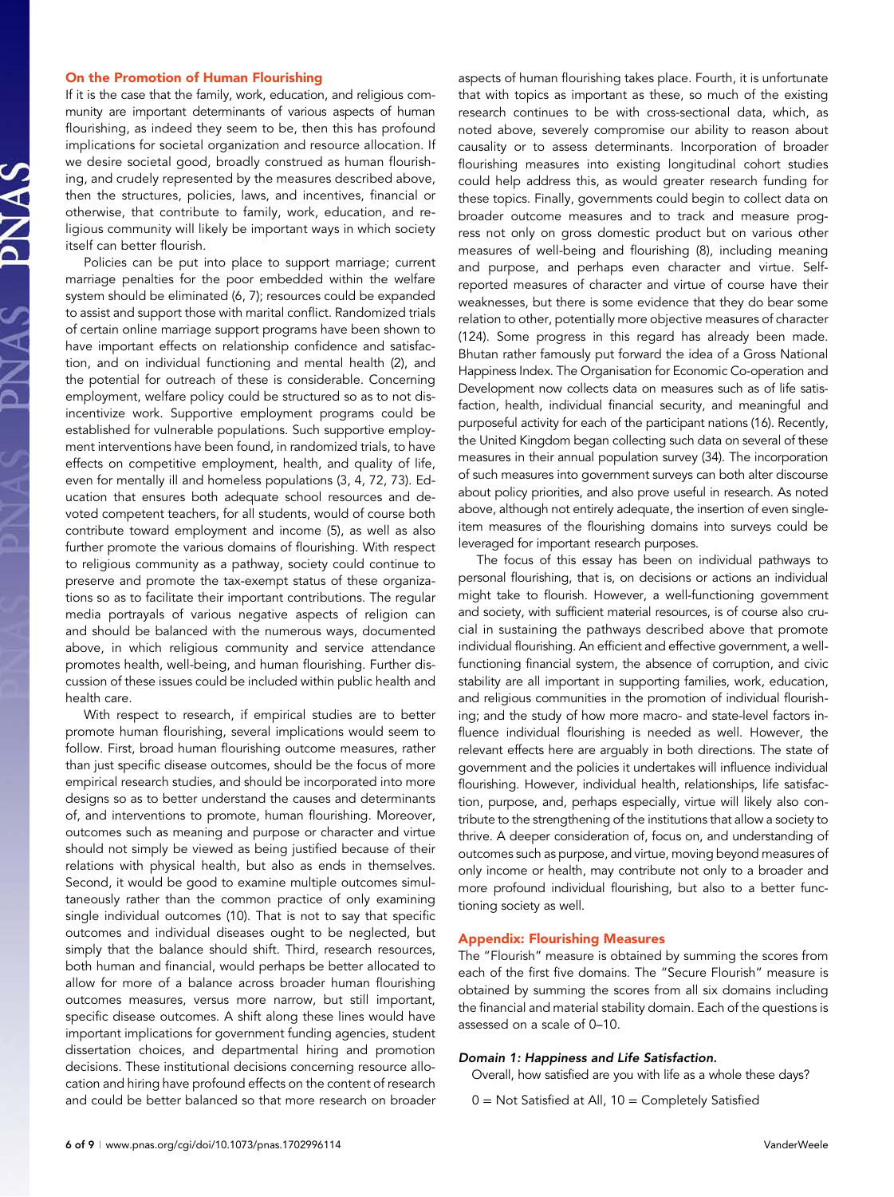## On the Promotion of Human Flourishing

If it is the case that the family, work, education, and religious community are important determinants of various aspects of human flourishing, as indeed they seem to be, then this has profound implications for societal organization and resource allocation. If we desire societal good, broadly construed as human flourishing, and crudely represented by the measures described above, then the structures, policies, laws, and incentives, financial or otherwise, that contribute to family, work, education, and religious community will likely be important ways in which society itself can better flourish.

Policies can be put into place to support marriage; current marriage penalties for the poor embedded within the welfare system should be eliminated (6, 7); resources could be expanded to assist and support those with marital conflict. Randomized trials of certain online marriage support programs have been shown to have important effects on relationship confidence and satisfaction, and on individual functioning and mental health (2), and the potential for outreach of these is considerable. Concerning employment, welfare policy could be structured so as to not disincentivize work. Supportive employment programs could be established for vulnerable populations. Such supportive employment interventions have been found, in randomized trials, to have effects on competitive employment, health, and quality of life, even for mentally ill and homeless populations (3, 4, 72, 73). Education that ensures both adequate school resources and devoted competent teachers, for all students, would of course both contribute toward employment and income (5), as well as also further promote the various domains of flourishing. With respect to religious community as a pathway, society could continue to preserve and promote the tax-exempt status of these organizations so as to facilitate their important contributions. The regular media portrayals of various negative aspects of religion can and should be balanced with the numerous ways, documented above, in which religious community and service attendance promotes health, well-being, and human flourishing. Further discussion of these issues could be included within public health and health care.

With respect to research, if empirical studies are to better promote human flourishing, several implications would seem to follow. First, broad human flourishing outcome measures, rather than just specific disease outcomes, should be the focus of more empirical research studies, and should be incorporated into more designs so as to better understand the causes and determinants of, and interventions to promote, human flourishing. Moreover, outcomes such as meaning and purpose or character and virtue should not simply be viewed as being justified because of their relations with physical health, but also as ends in themselves. Second, it would be good to examine multiple outcomes simultaneously rather than the common practice of only examining single individual outcomes (10). That is not to say that specific outcomes and individual diseases ought to be neglected, but simply that the balance should shift. Third, research resources, both human and financial, would perhaps be better allocated to allow for more of a balance across broader human flourishing outcomes measures, versus more narrow, but still important, specific disease outcomes. A shift along these lines would have important implications for government funding agencies, student dissertation choices, and departmental hiring and promotion decisions. These institutional decisions concerning resource allocation and hiring have profound effects on the content of research and could be better balanced so that more research on broader aspects of human flourishing takes place. Fourth, it is unfortunate that with topics as important as these, so much of the existing research continues to be with cross-sectional data, which, as noted above, severely compromise our ability to reason about causality or to assess determinants. Incorporation of broader flourishing measures into existing longitudinal cohort studies could help address this, as would greater research funding for these topics. Finally, governments could begin to collect data on broader outcome measures and to track and measure progress not only on gross domestic product but on various other measures of well-being and flourishing (8), including meaning and purpose, and perhaps even character and virtue. Self-reported measures of character and virtue of course have their weaknesses, but there is some evidence that they do bear some relation to other, potentially more objective measures of character (124). Some progress in this regard has already been made. Bhutan rather famously put forward the idea of a Gross National Happiness Index. The Organisation for Economic Co-operation and Development now collects data on measures such as of life satisfaction, health, individual financial security, and meaningful and purposeful activity for each of the participant nations (16). Recently, the United Kingdom began collecting such data on several of these measures in their annual population survey (34). The incorporation of such measures into government surveys can both alter discourse about policy priorities, and also prove useful in research. As noted above, although not entirely adequate, the insertion of even single-item measures of the flourishing domains into surveys could be leveraged for important research purposes.

The focus of this essay has been on individual pathways to personal flourishing, that is, on decisions or actions an individual might take to flourish. However, a well-functioning government and society, with sufficient material resources, is of course also crucial in sustaining the pathways described above that promote individual flourishing. An efficient and effective government, a well-functioning financial system, the absence of corruption, and civic stability are all important in supporting families, work, education, and religious communities in the promotion of individual flourishing; and the study of how more macro- and state-level factors influence individual flourishing is needed as well. However, the relevant effects here are arguably in both directions. The state of government and the policies it undertakes will influence individual flourishing. However, individual health, relationships, life satisfaction, purpose, and, perhaps especially, virtue will likely also contribute to the strengthening of the institutions that allow a society to thrive. A deeper consideration of, focus on, and understanding of outcomes such as purpose, and virtue, moving beyond measures of only income or health, may contribute not only to a broader and more profound individual flourishing, but also to a better functioning society as well.

## Appendix: Flourishing Measures

The "Flourish" measure is obtained by summing the scores from each of the first five domains. The "Secure Flourish" measure is obtained by summing the scores from all six domains including the financial and material stability domain. Each of the questions is assessed on a scale of 0–10.

### *Domain 1: Happiness and Life Satisfaction.*

Overall, how satisfied are you with life as a whole these days?

0 = Not Satisfied at All, 10 = Completely Satisfied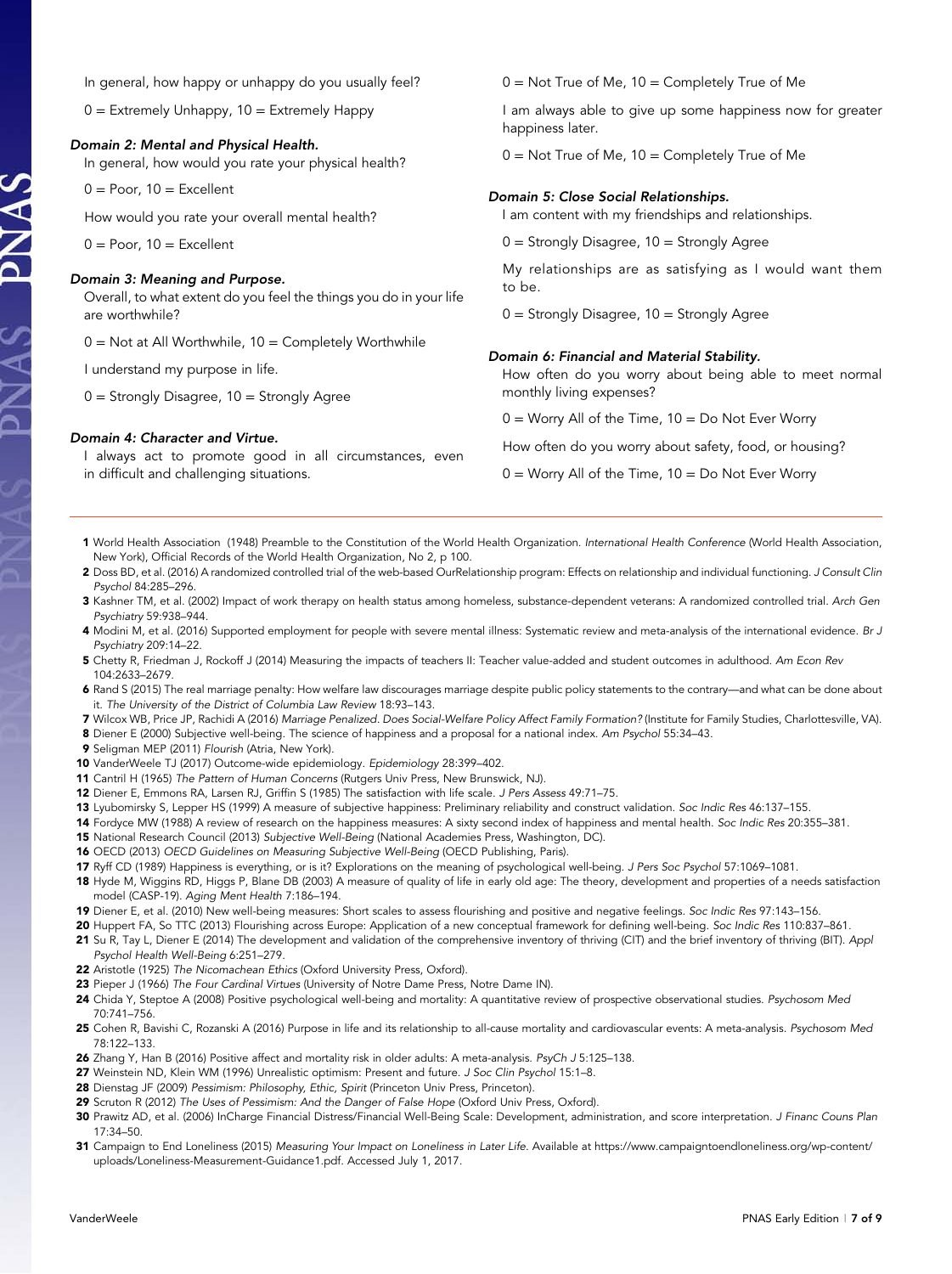In general, how happy or unhappy do you usually feel?

0 = Extremely Unhappy, 10 = Extremely Happy

*Domain 2: Mental and Physical Health.*

In general, how would you rate your physical health?

0 = Poor, 10 = Excellent

How would you rate your overall mental health?

0 = Poor, 10 = Excellent

*Domain 3: Meaning and Purpose.*

Overall, to what extent do you feel the things you do in your life are worthwhile?

0 = Not at All Worthwhile, 10 = Completely Worthwhile

I understand my purpose in life.

0 = Strongly Disagree, 10 = Strongly Agree

*Domain 4: Character and Virtue.*

I always act to promote good in all circumstances, even in difficult and challenging situations.

0 = Not True of Me, 10 = Completely True of Me

I am always able to give up some happiness now for greater happiness later.

0 = Not True of Me, 10 = Completely True of Me

*Domain 5: Close Social Relationships.*

I am content with my friendships and relationships.

0 = Strongly Disagree, 10 = Strongly Agree

My relationships are as satisfying as I would want them to be.

0 = Strongly Disagree, 10 = Strongly Agree

*Domain 6: Financial and Material Stability.*

How often do you worry about being able to meet normal monthly living expenses?

0 = Worry All of the Time, 10 = Do Not Ever Worry

How often do you worry about safety, food, or housing?

0 = Worry All of the Time, 10 = Do Not Ever Worry

---

1. World Health Association (1948) Preamble to the Constitution of the World Health Organization. *International Health Conference* (World Health Association, New York), Official Records of the World Health Organization, No 2, p 100.
2. Doss BD, et al. (2016) A randomized controlled trial of the web-based OurRelationship program: Effects on relationship and individual functioning. *J Consult Clin Psychol* 84:285–296.
3. Kashner TM, et al. (2002) Impact of work therapy on health status among homeless, substance-dependent veterans: A randomized controlled trial. *Arch Gen Psychiatry* 59:938–944.
4. Modini M, et al. (2016) Supported employment for people with severe mental illness: Systematic review and meta-analysis of the international evidence. *Br J Psychiatry* 209:14–22.
5. Chetty R, Friedman J, Rockoff J (2014) Measuring the impacts of teachers II: Teacher value-added and student outcomes in adulthood. *Am Econ Rev* 104:2633–2679.
6. Rand S (2015) The real marriage penalty: How welfare law discourages marriage despite public policy statements to the contrary—and what can be done about it. *The University of the District of Columbia Law Review* 18:93–143.
7. Wilcox WB, Price JP, Rachidi A (2016) *Marriage Penalized. Does Social-Welfare Policy Affect Family Formation?* (Institute for Family Studies, Charlottesville, VA).
8. Diener E (2000) Subjective well-being. The science of happiness and a proposal for a national index. *Am Psychol* 55:34–43.
9. Seligman MEP (2011) *Flourish* (Atria, New York).
10. VanderWeele TJ (2017) Outcome-wide epidemiology. *Epidemiology* 28:399–402.
11. Cantril H (1965) *The Pattern of Human Concerns* (Rutgers Univ Press, New Brunswick, NJ).
12. Diener E, Emmons RA, Larsen RJ, Griffin S (1985) The satisfaction with life scale. *J Pers Assess* 49:71–75.
13. Lyubomirsky S, Lepper HS (1999) A measure of subjective happiness: Preliminary reliability and construct validation. *Soc Indic Res* 46:137–155.
14. Fordyce MW (1988) A review of research on the happiness measures: A sixty second index of happiness and mental health. *Soc Indic Res* 20:355–381.
15. National Research Council (2013) *Subjective Well-Being* (National Academies Press, Washington, DC).
16. OECD (2013) *OECD Guidelines on Measuring Subjective Well-Being* (OECD Publishing, Paris).
17. Ryff CD (1989) Happiness is everything, or is it? Explorations on the meaning of psychological well-being. *J Pers Soc Psychol* 57:1069–1081.
18. Hyde M, Wiggins RD, Higgs P, Blane DB (2003) A measure of quality of life in early old age: The theory, development and properties of a needs satisfaction model (CASP-19). *Aging Ment Health* 7:186–194.
19. Diener E, et al. (2010) New well-being measures: Short scales to assess flourishing and positive and negative feelings. *Soc Indic Res* 97:143–156.
20. Huppert FA, So TTC (2013) Flourishing across Europe: Application of a new conceptual framework for defining well-being. *Soc Indic Res* 110:837–861.
21. Su R, Tay L, Diener E (2014) The development and validation of the comprehensive inventory of thriving (CIT) and the brief inventory of thriving (BIT). *Appl Psychol Health Well-Being* 6:251–279.
22. Aristotle (1925) *The Nicomachean Ethics* (Oxford University Press, Oxford).
23. Pieper J (1966) *The Four Cardinal Virtues* (University of Notre Dame Press, Notre Dame IN).
24. Chida Y, Steptoe A (2008) Positive psychological well-being and mortality: A quantitative review of prospective observational studies. *Psychosom Med* 70:741–756.
25. Cohen R, Bavishi C, Rozanski A (2016) Purpose in life and its relationship to all-cause mortality and cardiovascular events: A meta-analysis. *Psychosom Med* 78:122–133.
26. Zhang Y, Han B (2016) Positive affect and mortality risk in older adults: A meta-analysis. *PsyCh J* 5:125–138.
27. Weinstein ND, Klein WM (1996) Unrealistic optimism: Present and future. *J Soc Clin Psychol* 15:1–8.
28. Dienstag JF (2009) *Pessimism: Philosophy, Ethic, Spirit* (Princeton Univ Press, Princeton).
29. Scruton R (2012) *The Uses of Pessimism: And the Danger of False Hope* (Oxford Univ Press, Oxford).
30. Prawitz AD, et al. (2006) InCharge Financial Distress/Financial Well-Being Scale: Development, administration, and score interpretation. *J Financ Couns Plan* 17:34–50.
31. Campaign to End Loneliness (2015) *Measuring Your Impact on Loneliness in Later Life*. Available at https://www.campaigntoendloneliness.org/wp-content/uploads/Loneliness-Measurement-Guidance1.pdf. Accessed July 1, 2017.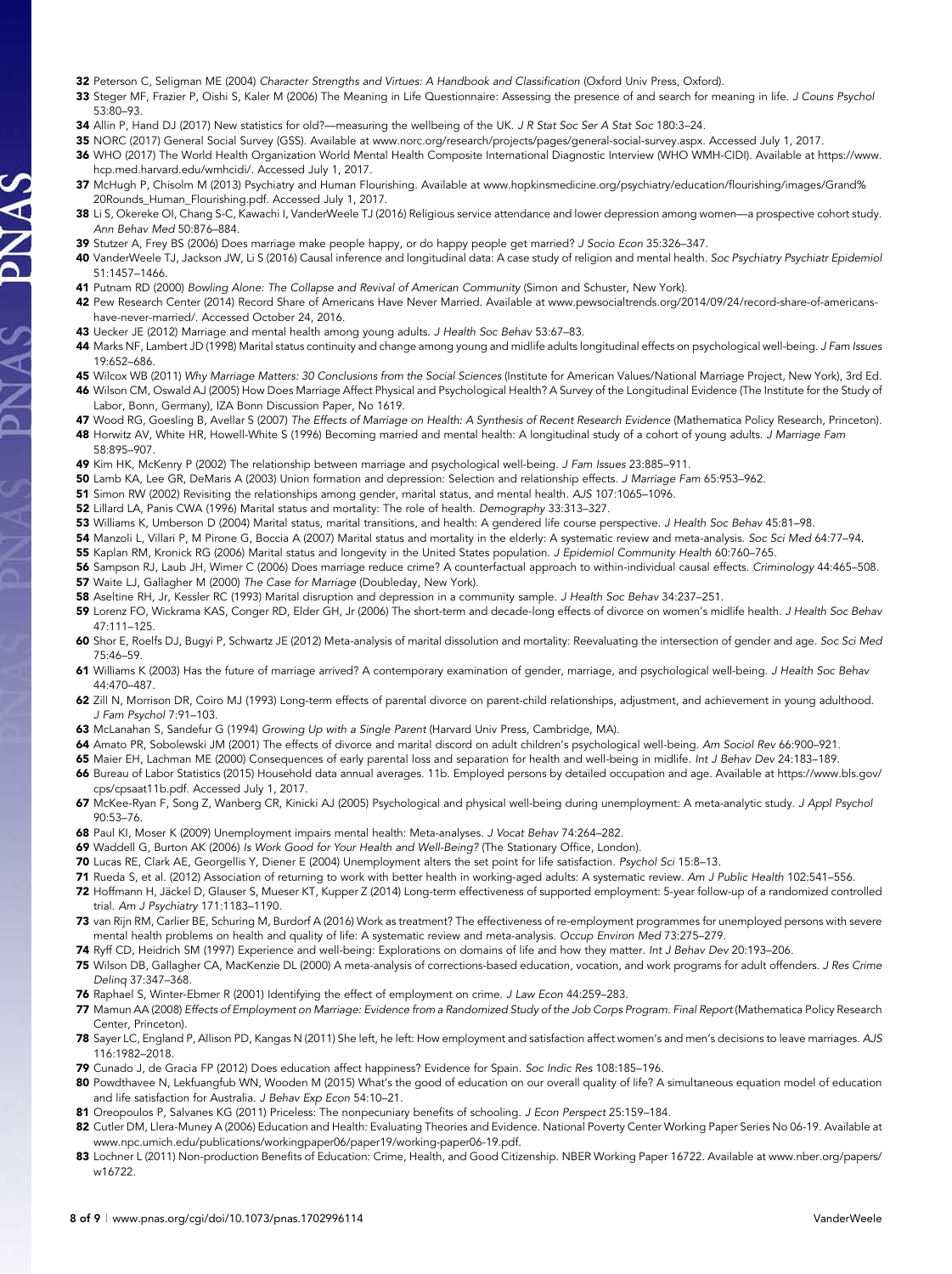32 Peterson C, Seligman ME (2004) *Character Strengths and Virtues: A Handbook and Classification* (Oxford Univ Press, Oxford).

33 Steger MF, Frazier P, Oishi S, Kaler M (2006) The Meaning in Life Questionnaire: Assessing the presence of and search for meaning in life. *J Couns Psychol* 53:80–93.

34 Allin P, Hand DJ (2017) New statistics for old?—measuring the wellbeing of the UK. *J R Stat Soc Ser A Stat Soc* 180:3–24.

35 NORC (2017) General Social Survey (GSS). Available at www.norc.org/research/projects/pages/general-social-survey.aspx. Accessed July 1, 2017.

36 WHO (2017) The World Health Organization World Mental Health Composite International Diagnostic Interview (WHO WMH-CIDI). Available at https://www.hcp.med.harvard.edu/wmhcidi/. Accessed July 1, 2017.

37 McHugh P, Chisolm M (2013) Psychiatry and Human Flourishing. Available at www.hopkinsmedicine.org/psychiatry/education/flourishing/images/Grand%20Rounds_Human_Flourishing.pdf. Accessed July 1, 2017.

38 Li S, Okereke OI, Chang S-C, Kawachi I, VanderWeele TJ (2016) Religious service attendance and lower depression among women—a prospective cohort study. *Ann Behav Med* 50:876–884.

39 Stutzer A, Frey BS (2006) Does marriage make people happy, or do happy people get married? *J Socio Econ* 35:326–347.

40 VanderWeele TJ, Jackson JW, Li S (2016) Causal inference and longitudinal data: A case study of religion and mental health. *Soc Psychiatry Psychiatr Epidemiol* 51:1457–1466.

41 Putnam RD (2000) *Bowling Alone: The Collapse and Revival of American Community* (Simon and Schuster, New York).

42 Pew Research Center (2014) Record Share of Americans Have Never Married. Available at www.pewsocialtrends.org/2014/09/24/record-share-of-americans-have-never-married/. Accessed October 24, 2016.

43 Uecker JE (2012) Marriage and mental health among young adults. *J Health Soc Behav* 53:67–83.

44 Marks NF, Lambert JD (1998) Marital status continuity and change among young and midlife adults longitudinal effects on psychological well-being. *J Fam Issues* 19:652–686.

45 Wilcox WB (2011) *Why Marriage Matters: 30 Conclusions from the Social Sciences* (Institute for American Values/National Marriage Project, New York), 3rd Ed.

46 Wilson CM, Oswald AJ (2005) How Does Marriage Affect Physical and Psychological Health? A Survey of the Longitudinal Evidence (The Institute for the Study of Labor, Bonn, Germany), IZA Bonn Discussion Paper, No 1619.

47 Wood RG, Goesling B, Avellar S (2007) *The Effects of Marriage on Health: A Synthesis of Recent Research Evidence* (Mathematica Policy Research, Princeton).

48 Horwitz AV, White HR, Howell-White S (1996) Becoming married and mental health: A longitudinal study of a cohort of young adults. *J Marriage Fam* 58:895–907.

49 Kim HK, McKenry P (2002) The relationship between marriage and psychological well-being. *J Fam Issues* 23:885–911.

50 Lamb KA, Lee GR, DeMaris A (2003) Union formation and depression: Selection and relationship effects. *J Marriage Fam* 65:953–962.

51 Simon RW (2002) Revisiting the relationships among gender, marital status, and mental health. *AJS* 107:1065–1096.

52 Lillard LA, Panis CWA (1996) Marital status and mortality: The role of health. *Demography* 33:313–327.

53 Williams K, Umberson D (2004) Marital status, marital transitions, and health: A gendered life course perspective. *J Health Soc Behav* 45:81–98.

54 Manzoli L, Villari P, M Pirone G, Boccia A (2007) Marital status and mortality in the elderly: A systematic review and meta-analysis. *Soc Sci Med* 64:77–94.

55 Kaplan RM, Kronick RG (2006) Marital status and longevity in the United States population. *J Epidemiol Community Health* 60:760–765.

56 Sampson RJ, Laub JH, Wimer C (2006) Does marriage reduce crime? A counterfactual approach to within-individual causal effects. *Criminology* 44:465–508.

57 Waite LJ, Gallagher M (2000) *The Case for Marriage* (Doubleday, New York).

58 Aseltine RH, Jr, Kessler RC (1993) Marital disruption and depression in a community sample. *J Health Soc Behav* 34:237–251.

59 Lorenz FO, Wickrama KAS, Conger RD, Elder GH, Jr (2006) The short-term and decade-long effects of divorce on women's midlife health. *J Health Soc Behav* 47:111–125.

60 Shor E, Roelfs DJ, Bugyi P, Schwartz JE (2012) Meta-analysis of marital dissolution and mortality: Reevaluating the intersection of gender and age. *Soc Sci Med* 75:46–59.

61 Williams K (2003) Has the future of marriage arrived? A contemporary examination of gender, marriage, and psychological well-being. *J Health Soc Behav* 44:470–487.

62 Zill N, Morrison DR, Coiro MJ (1993) Long-term effects of parental divorce on parent-child relationships, adjustment, and achievement in young adulthood. *J Fam Psychol* 7:91–103.

63 McLanahan S, Sandefur G (1994) *Growing Up with a Single Parent* (Harvard Univ Press, Cambridge, MA).

64 Amato PR, Sobolewski JM (2001) The effects of divorce and marital discord on adult children's psychological well-being. *Am Sociol Rev* 66:900–921.

65 Maier EH, Lachman ME (2000) Consequences of early parental loss and separation for health and well-being in midlife. *Int J Behav Dev* 24:183–189.

66 Bureau of Labor Statistics (2015) Household data annual averages. 11b. Employed persons by detailed occupation and age. Available at https://www.bls.gov/cps/cpsaat11b.pdf. Accessed July 1, 2017.

67 McKee-Ryan F, Song Z, Wanberg CR, Kinicki AJ (2005) Psychological and physical well-being during unemployment: A meta-analytic study. *J Appl Psychol* 90:53–76.

68 Paul KI, Moser K (2009) Unemployment impairs mental health: Meta-analyses. *J Vocat Behav* 74:264–282.

69 Waddell G, Burton AK (2006) *Is Work Good for Your Health and Well-Being?* (The Stationary Office, London).

70 Lucas RE, Clark AE, Georgellis Y, Diener E (2004) Unemployment alters the set point for life satisfaction. *Psychol Sci* 15:8–13.

71 Rueda S, et al. (2012) Association of returning to work with better health in working-aged adults: A systematic review. *Am J Public Health* 102:541–556.

72 Hoffmann H, Jäckel D, Glauser S, Mueser KT, Kupper Z (2014) Long-term effectiveness of supported employment: 5-year follow-up of a randomized controlled trial. *Am J Psychiatry* 171:1183–1190.

73 van Rijn RM, Carlier BE, Schuring M, Burdorf A (2016) Work as treatment? The effectiveness of re-employment programmes for unemployed persons with severe mental health problems on health and quality of life: A systematic review and meta-analysis. *Occup Environ Med* 73:275–279.

74 Ryff CD, Heidrich SM (1997) Experience and well-being: Explorations on domains of life and how they matter. *Int J Behav Dev* 20:193–206.

75 Wilson DB, Gallagher CA, MacKenzie DL (2000) A meta-analysis of corrections-based education, vocation, and work programs for adult offenders. *J Res Crime Delinq* 37:347–368.

76 Raphael S, Winter-Ebmer R (2001) Identifying the effect of employment on crime. *J Law Econ* 44:259–283.

77 Mamun AA (2008) *Effects of Employment on Marriage: Evidence from a Randomized Study of the Job Corps Program. Final Report* (Mathematica Policy Research Center, Princeton).

78 Sayer LC, England P, Allison PD, Kangas N (2011) She left, he left: How employment and satisfaction affect women's and men's decisions to leave marriages. *AJS* 116:1982–2018.

79 Cunado J, de Gracia FP (2012) Does education affect happiness? Evidence for Spain. *Soc Indic Res* 108:185–196.

80 Powdthavee N, Lekfuangfub WN, Wooden M (2015) What's the good of education on our overall quality of life? A simultaneous equation model of education and life satisfaction for Australia. *J Behav Exp Econ* 54:10–21.

81 Oreopoulos P, Salvanes KG (2011) Priceless: The nonpecuniary benefits of schooling. *J Econ Perspect* 25:159–184.

82 Cutler DM, Llera-Muney A (2006) Education and Health: Evaluating Theories and Evidence. National Poverty Center Working Paper Series No 06-19. Available at www.npc.umich.edu/publications/workingpaper06/paper19/working-paper06-19.pdf.

83 Lochner L (2011) Non-production Benefits of Education: Crime, Health, and Good Citizenship. NBER Working Paper 16722. Available at www.nber.org/papers/w16722.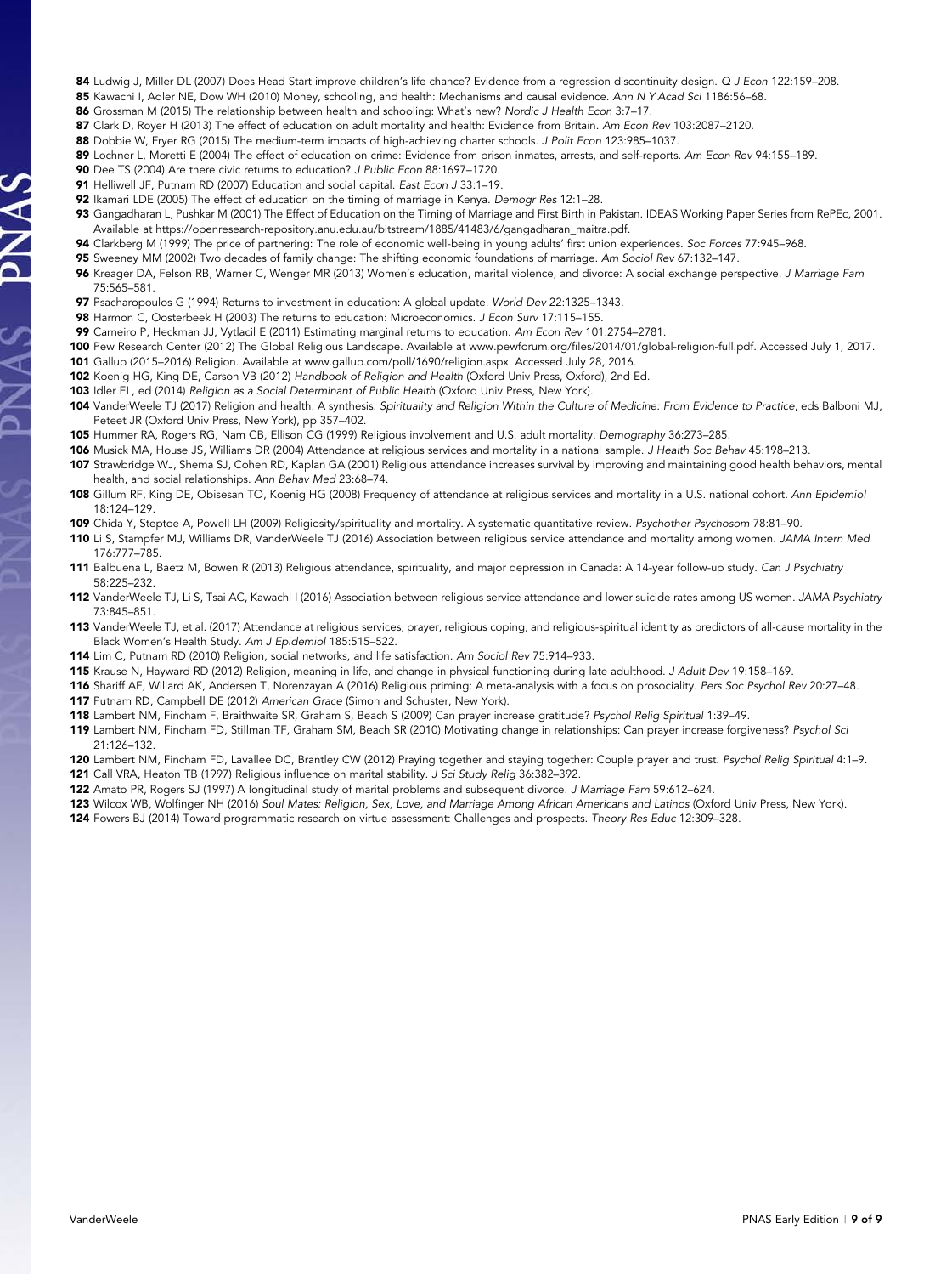84 Ludwig J, Miller DL (2007) Does Head Start improve children's life chance? Evidence from a regression discontinuity design. *Q J Econ* 122:159–208.
85 Kawachi I, Adler NE, Dow WH (2010) Money, schooling, and health: Mechanisms and causal evidence. *Ann N Y Acad Sci* 1186:56–68.
86 Grossman M (2015) The relationship between health and schooling: What's new? *Nordic J Health Econ* 3:7–17.
87 Clark D, Royer H (2013) The effect of education on adult mortality and health: Evidence from Britain. *Am Econ Rev* 103:2087–2120.
88 Dobbie W, Fryer RG (2015) The medium-term impacts of high-achieving charter schools. *J Polit Econ* 123:985–1037.
89 Lochner L, Moretti E (2004) The effect of education on crime: Evidence from prison inmates, arrests, and self-reports. *Am Econ Rev* 94:155–189.
90 Dee TS (2004) Are there civic returns to education? *J Public Econ* 88:1697–1720.
91 Helliwell JF, Putnam RD (2007) Education and social capital. *East Econ J* 33:1–19.
92 Ikamari LDE (2005) The effect of education on the timing of marriage in Kenya. *Demogr Res* 12:1–28.
93 Gangadharan L, Pushkar M (2001) The Effect of Education on the Timing of Marriage and First Birth in Pakistan. IDEAS Working Paper Series from RePEc, 2001. Available at https://openresearch-repository.anu.edu.au/bitstream/1885/41483/6/gangadharan_maitra.pdf.
94 Clarkberg M (1999) The price of partnering: The role of economic well-being in young adults' first union experiences. *Soc Forces* 77:945–968.
95 Sweeney MM (2002) Two decades of family change: The shifting economic foundations of marriage. *Am Sociol Rev* 67:132–147.
96 Kreager DA, Felson RB, Warner C, Wenger MR (2013) Women's education, marital violence, and divorce: A social exchange perspective. *J Marriage Fam* 75:565–581.
97 Psacharopoulos G (1994) Returns to investment in education: A global update. *World Dev* 22:1325–1343.
98 Harmon C, Oosterbeek H (2003) The returns to education: Microeconomics. *J Econ Surv* 17:115–155.
99 Carneiro P, Heckman JJ, Vytlacil E (2011) Estimating marginal returns to education. *Am Econ Rev* 101:2754–2781.
100 Pew Research Center (2012) The Global Religious Landscape. Available at www.pewforum.org/files/2014/01/global-religion-full.pdf. Accessed July 1, 2017.
101 Gallup (2015–2016) Religion. Available at www.gallup.com/poll/1690/religion.aspx. Accessed July 28, 2016.
102 Koenig HG, King DE, Carson VB (2012) *Handbook of Religion and Health* (Oxford Univ Press, Oxford), 2nd Ed.
103 Idler EL, ed (2014) *Religion as a Social Determinant of Public Health* (Oxford Univ Press, New York).
104 VanderWeele TJ (2017) Religion and health: A synthesis. *Spirituality and Religion Within the Culture of Medicine: From Evidence to Practice*, eds Balboni MJ, Peteet JR (Oxford Univ Press, New York), pp 357–402.
105 Hummer RA, Rogers RG, Nam CB, Ellison CG (1999) Religious involvement and U.S. adult mortality. *Demography* 36:273–285.
106 Musick MA, House JS, Williams DR (2004) Attendance at religious services and mortality in a national sample. *J Health Soc Behav* 45:198–213.
107 Strawbridge WJ, Shema SJ, Cohen RD, Kaplan GA (2001) Religious attendance increases survival by improving and maintaining good health behaviors, mental health, and social relationships. *Ann Behav Med* 23:68–74.
108 Gillum RF, King DE, Obisesan TO, Koenig HG (2008) Frequency of attendance at religious services and mortality in a U.S. national cohort. *Ann Epidemiol* 18:124–129.
109 Chida Y, Steptoe A, Powell LH (2009) Religiosity/spirituality and mortality. A systematic quantitative review. *Psychother Psychosom* 78:81–90.
110 Li S, Stampfer MJ, Williams DR, VanderWeele TJ (2016) Association between religious service attendance and mortality among women. *JAMA Intern Med* 176:777–785.
111 Balbuena L, Baetz M, Bowen R (2013) Religious attendance, spirituality, and major depression in Canada: A 14-year follow-up study. *Can J Psychiatry* 58:225–232.
112 VanderWeele TJ, Li S, Tsai AC, Kawachi I (2016) Association between religious service attendance and lower suicide rates among US women. *JAMA Psychiatry* 73:845–851.
113 VanderWeele TJ, et al. (2017) Attendance at religious services, prayer, religious coping, and religious-spiritual identity as predictors of all-cause mortality in the Black Women's Health Study. *Am J Epidemiol* 185:515–522.
114 Lim C, Putnam RD (2010) Religion, social networks, and life satisfaction. *Am Sociol Rev* 75:914–933.
115 Krause N, Hayward RD (2012) Religion, meaning in life, and change in physical functioning during late adulthood. *J Adult Dev* 19:158–169.
116 Shariff AF, Willard AK, Andersen T, Norenzayan A (2016) Religious priming: A meta-analysis with a focus on prosociality. *Pers Soc Psychol Rev* 20:27–48.
117 Putnam RD, Campbell DE (2012) *American Grace* (Simon and Schuster, New York).
118 Lambert NM, Fincham F, Braithwaite SR, Graham S, Beach S (2009) Can prayer increase gratitude? *Psychol Relig Spiritual* 1:39–49.
119 Lambert NM, Fincham FD, Stillman TF, Graham SM, Beach SR (2010) Motivating change in relationships: Can prayer increase forgiveness? *Psychol Sci* 21:126–132.
120 Lambert NM, Fincham FD, Lavallee DC, Brantley CW (2012) Praying together and staying together: Couple prayer and trust. *Psychol Relig Spiritual* 4:1–9.
121 Call VRA, Heaton TB (1997) Religious influence on marital stability. *J Sci Study Relig* 36:382–392.
122 Amato PR, Rogers SJ (1997) A longitudinal study of marital problems and subsequent divorce. *J Marriage Fam* 59:612–624.
123 Wilcox WB, Wolfinger NH (2016) *Soul Mates: Religion, Sex, Love, and Marriage Among African Americans and Latinos* (Oxford Univ Press, New York).
124 Fowers BJ (2014) Toward programmatic research on virtue assessment: Challenges and prospects. *Theory Res Educ* 12:309–328.